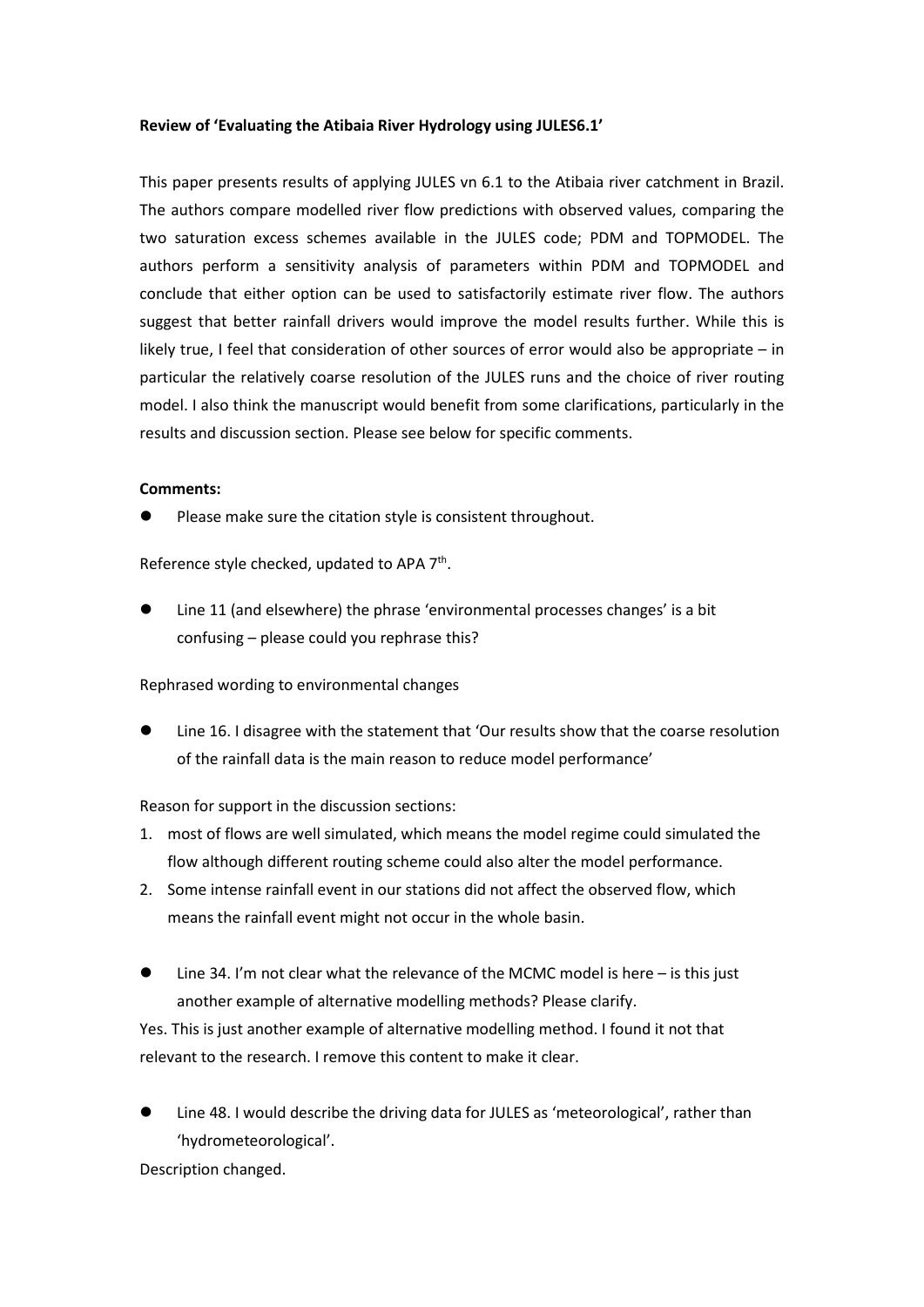**Review of 'Evaluating the Atibaia River Hydrology using JULES6.1'**

This paper presents results of applying JULES vn 6.1 to the Atibaia river catchment in Brazil. The authors compare modelled river flow predictions with observed values, comparing the two saturation excess schemes available in the JULES code; PDM and TOPMODEL. The authors perform a sensitivity analysis of parameters within PDM and TOPMODEL and conclude that either option can be used to satisfactorily estimate river flow. The authors suggest that better rainfall drivers would improve the model results further. While this is likely true, I feel that consideration of other sources of error would also be appropriate – in particular the relatively coarse resolution of the JULES runs and the choice of river routing model. I also think the manuscript would benefit from some clarifications, particularly in the results and discussion section. Please see below for specific comments.

**Comments:**

- Please make sure the citation style is consistent throughout.

Reference style checked, updated to APA 7th.

- Line 11 (and elsewhere) the phrase 'environmental processes changes' is a bit confusing – please could you rephrase this?

Rephrased wording to environmental changes

- Line 16. I disagree with the statement that 'Our results show that the coarse resolution of the rainfall data is the main reason to reduce model performance'

Reason for support in the discussion sections:

1. most of flows are well simulated, which means the model regime could simulated the flow although different routing scheme could also alter the model performance.
2. Some intense rainfall event in our stations did not affect the observed flow, which means the rainfall event might not occur in the whole basin.

- Line 34. I'm not clear what the relevance of the MCMC model is here – is this just another example of alternative modelling methods? Please clarify.

Yes. This is just another example of alternative modelling method. I found it not that relevant to the research. I remove this content to make it clear.

- Line 48. I would describe the driving data for JULES as 'meteorological', rather than 'hydrometeorological'.

Description changed.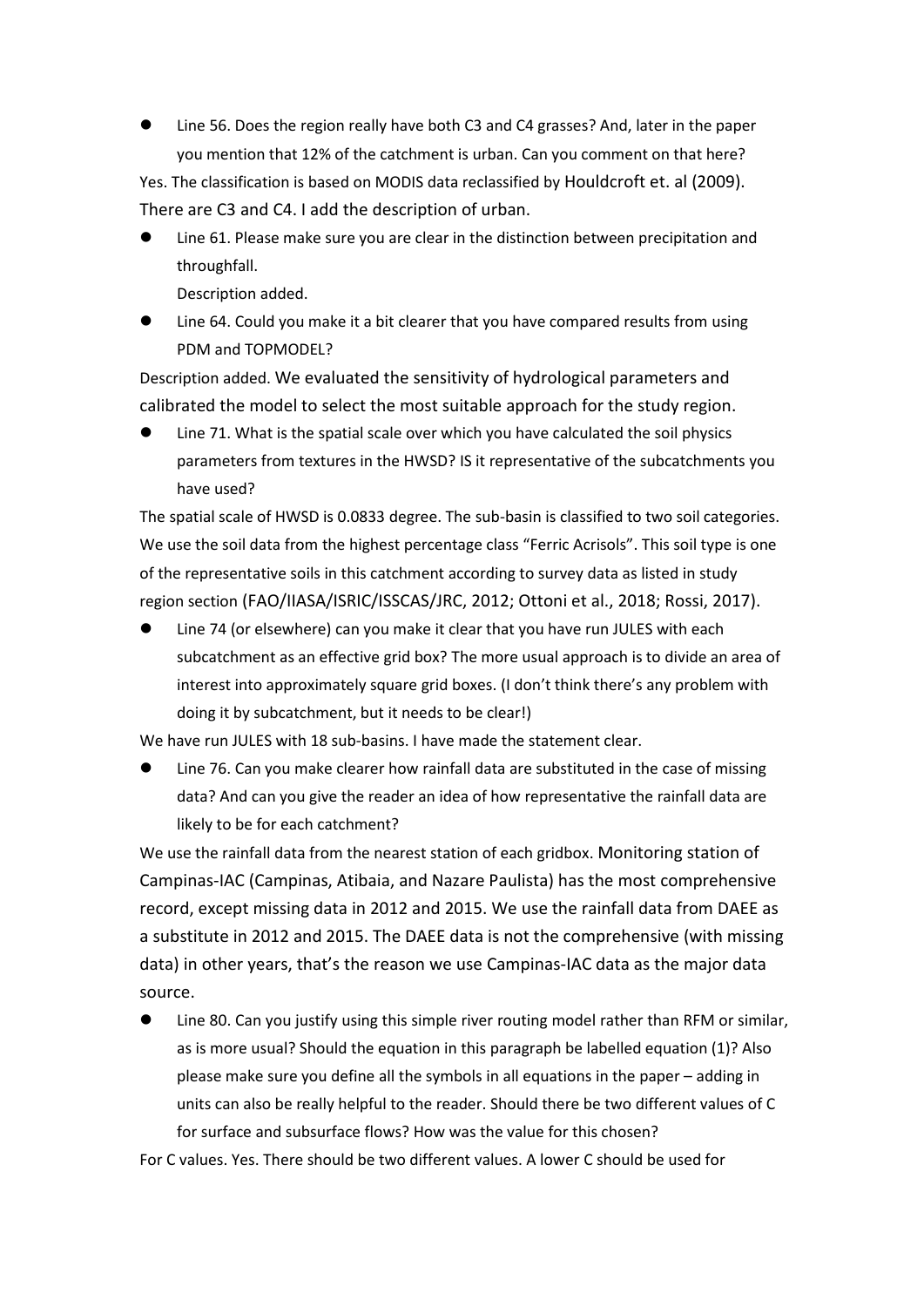- Line 56. Does the region really have both C3 and C4 grasses? And, later in the paper you mention that 12% of the catchment is urban. Can you comment on that here?

Yes. The classification is based on MODIS data reclassified by Houldcroft et. al (2009). There are C3 and C4. I add the description of urban.

- Line 61. Please make sure you are clear in the distinction between precipitation and throughfall.

  Description added.

- Line 64. Could you make it a bit clearer that you have compared results from using PDM and TOPMODEL?

Description added. We evaluated the sensitivity of hydrological parameters and calibrated the model to select the most suitable approach for the study region.

- Line 71. What is the spatial scale over which you have calculated the soil physics parameters from textures in the HWSD? IS it representative of the subcatchments you have used?

The spatial scale of HWSD is 0.0833 degree. The sub-basin is classified to two soil categories. We use the soil data from the highest percentage class “Ferric Acrisols”. This soil type is one of the representative soils in this catchment according to survey data as listed in study region section (FAO/IIASA/ISRIC/ISSCAS/JRC, 2012; Ottoni et al., 2018; Rossi, 2017).

- Line 74 (or elsewhere) can you make it clear that you have run JULES with each subcatchment as an effective grid box? The more usual approach is to divide an area of interest into approximately square grid boxes. (I don’t think there’s any problem with doing it by subcatchment, but it needs to be clear!)

We have run JULES with 18 sub-basins. I have made the statement clear.

- Line 76. Can you make clearer how rainfall data are substituted in the case of missing data? And can you give the reader an idea of how representative the rainfall data are likely to be for each catchment?

We use the rainfall data from the nearest station of each gridbox. Monitoring station of Campinas-IAC (Campinas, Atibaia, and Nazare Paulista) has the most comprehensive record, except missing data in 2012 and 2015. We use the rainfall data from DAEE as a substitute in 2012 and 2015. The DAEE data is not the comprehensive (with missing data) in other years, that’s the reason we use Campinas-IAC data as the major data source.

- Line 80. Can you justify using this simple river routing model rather than RFM or similar, as is more usual? Should the equation in this paragraph be labelled equation (1)? Also please make sure you define all the symbols in all equations in the paper – adding in units can also be really helpful to the reader. Should there be two different values of C for surface and subsurface flows? How was the value for this chosen?

For C values. Yes. There should be two different values. A lower C should be used for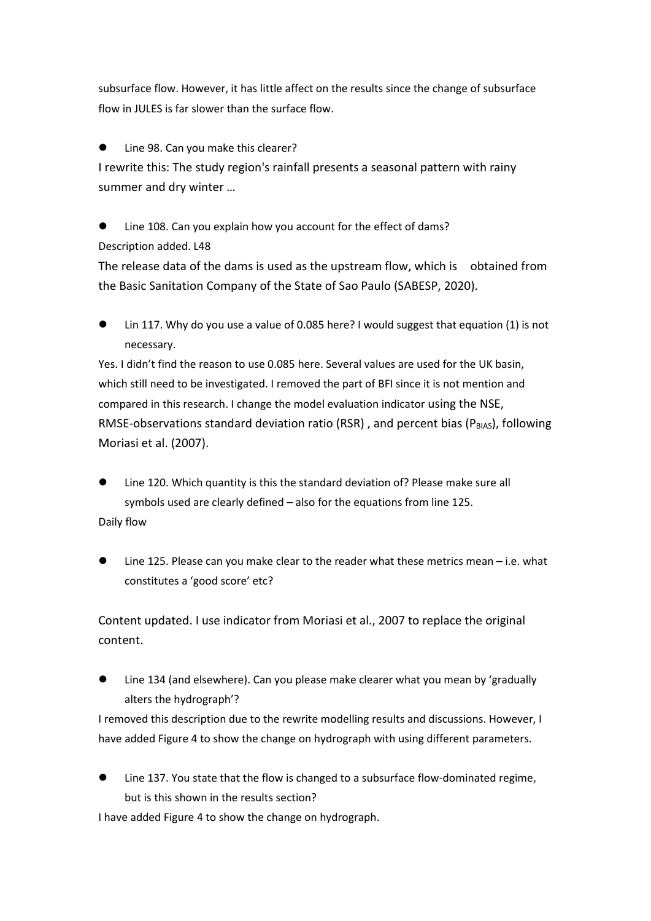subsurface flow. However, it has little affect on the results since the change of subsurface flow in JULES is far slower than the surface flow.

- Line 98. Can you make this clearer?

I rewrite this: The study region's rainfall presents a seasonal pattern with rainy summer and dry winter …

- Line 108. Can you explain how you account for the effect of dams?

Description added. L48

The release data of the dams is used as the upstream flow, which is obtained from the Basic Sanitation Company of the State of Sao Paulo (SABESP, 2020).

- Lin 117. Why do you use a value of 0.085 here? I would suggest that equation (1) is not necessary.

Yes. I didn't find the reason to use 0.085 here. Several values are used for the UK basin, which still need to be investigated. I removed the part of BFI since it is not mention and compared in this research. I change the model evaluation indicator using the NSE, RMSE-observations standard deviation ratio (RSR) , and percent bias ($P_{BIAS}$), following Moriasi et al. (2007).

- Line 120. Which quantity is this the standard deviation of? Please make sure all symbols used are clearly defined – also for the equations from line 125.

Daily flow

- Line 125. Please can you make clear to the reader what these metrics mean – i.e. what constitutes a 'good score' etc?

Content updated. I use indicator from Moriasi et al., 2007 to replace the original content.

- Line 134 (and elsewhere). Can you please make clearer what you mean by 'gradually alters the hydrograph'?

I removed this description due to the rewrite modelling results and discussions. However, I have added Figure 4 to show the change on hydrograph with using different parameters.

- Line 137. You state that the flow is changed to a subsurface flow-dominated regime, but is this shown in the results section?

I have added Figure 4 to show the change on hydrograph.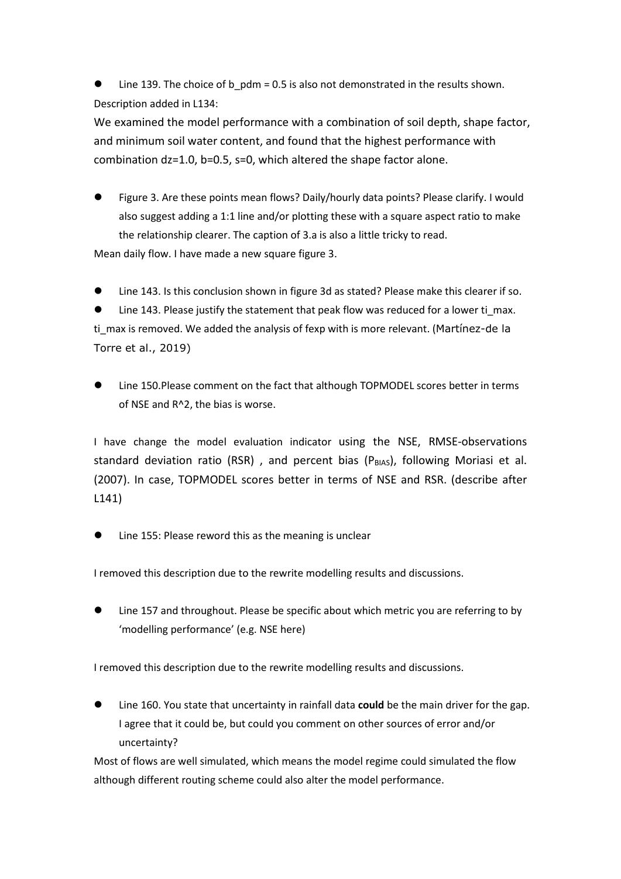- Line 139. The choice of b_pdm = 0.5 is also not demonstrated in the results shown.

Description added in L134:

We examined the model performance with a combination of soil depth, shape factor, and minimum soil water content, and found that the highest performance with combination dz=1.0, b=0.5, s=0, which altered the shape factor alone.

- Figure 3. Are these points mean flows? Daily/hourly data points? Please clarify. I would also suggest adding a 1:1 line and/or plotting these with a square aspect ratio to make the relationship clearer. The caption of 3.a is also a little tricky to read.

Mean daily flow. I have made a new square figure 3.

- Line 143. Is this conclusion shown in figure 3d as stated? Please make this clearer if so.
- Line 143. Please justify the statement that peak flow was reduced for a lower ti_max.

ti_max is removed. We added the analysis of fexp with is more relevant. (Martínez-de la Torre et al., 2019)

- Line 150.Please comment on the fact that although TOPMODEL scores better in terms of NSE and $R^2$, the bias is worse.

I have change the model evaluation indicator using the NSE, RMSE-observations standard deviation ratio (RSR) , and percent bias ($P_{BIAS}$), following Moriasi et al. (2007). In case, TOPMODEL scores better in terms of NSE and RSR. (describe after L141)

- Line 155: Please reword this as the meaning is unclear

I removed this description due to the rewrite modelling results and discussions.

- Line 157 and throughout. Please be specific about which metric you are referring to by 'modelling performance' (e.g. NSE here)

I removed this description due to the rewrite modelling results and discussions.

- Line 160. You state that uncertainty in rainfall data **could** be the main driver for the gap. I agree that it could be, but could you comment on other sources of error and/or uncertainty?

Most of flows are well simulated, which means the model regime could simulated the flow although different routing scheme could also alter the model performance.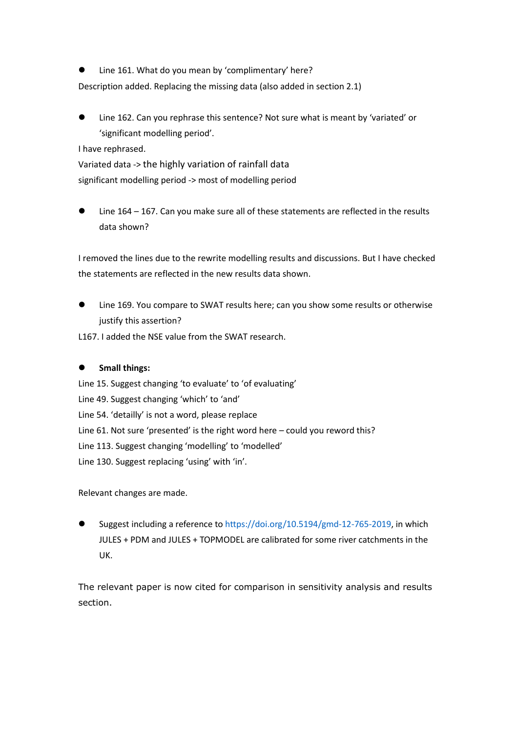- Line 161. What do you mean by 'complimentary' here?

Description added. Replacing the missing data (also added in section 2.1)

- Line 162. Can you rephrase this sentence? Not sure what is meant by 'variated' or 'significant modelling period'.

I have rephrased.

Variated data -> the highly variation of rainfall data

significant modelling period -> most of modelling period

- Line 164 – 167. Can you make sure all of these statements are reflected in the results data shown?

I removed the lines due to the rewrite modelling results and discussions. But I have checked the statements are reflected in the new results data shown.

- Line 169. You compare to SWAT results here; can you show some results or otherwise justify this assertion?

L167. I added the NSE value from the SWAT research.

- **Small things:**

Line 15. Suggest changing 'to evaluate' to 'of evaluating'

Line 49. Suggest changing 'which' to 'and'

Line 54. 'detailly' is not a word, please replace

Line 61. Not sure 'presented' is the right word here – could you reword this?

Line 113. Suggest changing 'modelling' to 'modelled'

Line 130. Suggest replacing 'using' with 'in'.

Relevant changes are made.

- Suggest including a reference to https://doi.org/10.5194/gmd-12-765-2019, in which JULES + PDM and JULES + TOPMODEL are calibrated for some river catchments in the UK.

The relevant paper is now cited for comparison in sensitivity analysis and results section.